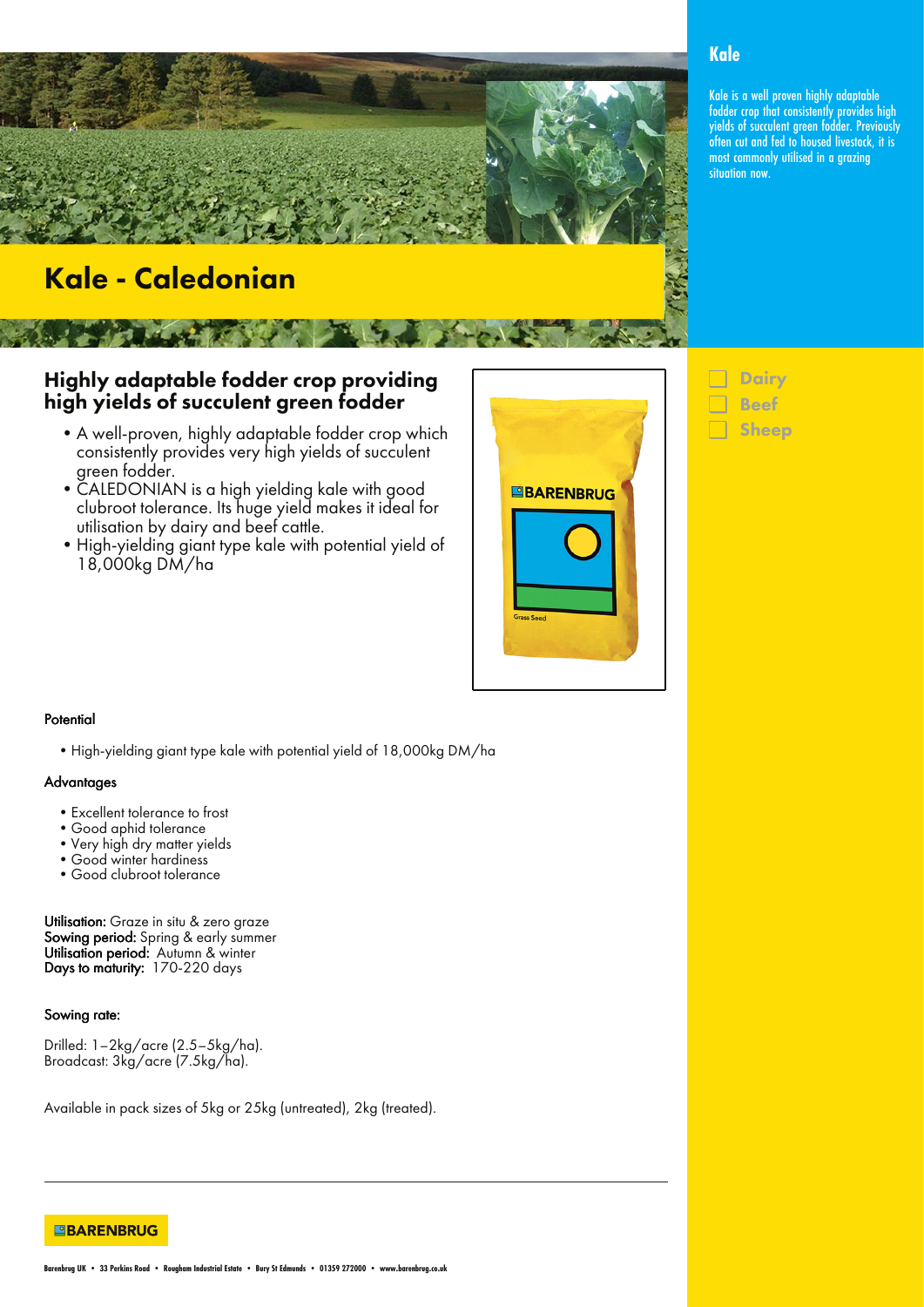# Kale - Caledonian

## Kale

Kale is a well proven highly adaptable fodder crop that consistently provides high yields of succulent green fodder. Previously often cut and fed to housed livestock, it is most commonly utilised in a grazing situation now.

- Dairy
- Beef
- Sheep

## Highly adaptable fodder crop providing high yields of succulent green fodder

- A well-proven, highly adaptable fodder crop which consistently provides very high yields of succulent green fodder.
- CALEDONIAN is a high yielding kale with good clubroot tolerance. Its huge yield makes it ideal for utilisation by dairy and beef cattle.
- High-yielding giant type kale with potential yield of 18,000kg DM/ha

### Potential

- High-yielding giant type kale with potential yield of 18,000kg DM/ha

### Advantages

- Excellent tolerance to frost
- Good aphid tolerance
- Very high dry matter yields
- Good winter hardiness
- Good clubroot tolerance

**Utilisation:** Graze in situ & zero graze
**Sowing period:** Spring & early summer
**Utilisation period:** Autumn & winter
**Days to maturity:** 170-220 days

### Sowing rate:

Drilled: 1–2kg/acre (2.5–5kg/ha).
Broadcast: 3kg/acre (7.5kg/ha).

Available in pack sizes of 5kg or 25kg (untreated), 2kg (treated).

BARENBRUG

Barenbrug UK • 33 Perkins Road • Rougham Industrial Estate • Bury St Edmunds • 01359 272000 • www.barenbrug.co.uk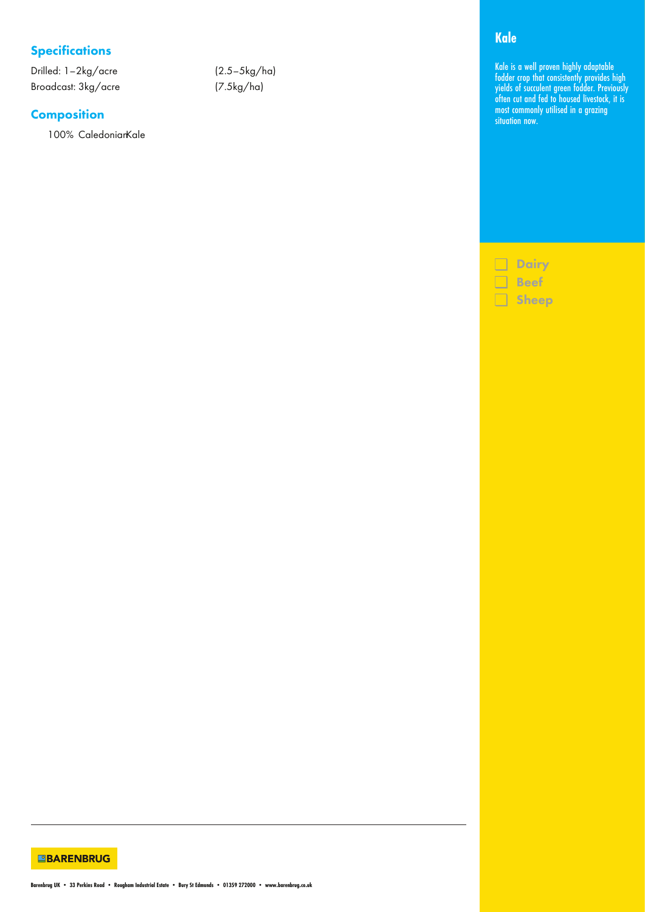## Specifications

Drilled: 1–2kg/acre (2.5–5kg/ha)
Broadcast: 3kg/acre (7.5kg/ha)

## Composition

100% CaledonianKale

## Kale

Kale is a well proven highly adaptable fodder crop that consistently provides high yields of succulent green fodder. Previously often cut and fed to housed livestock, it is most commonly utilised in a grazing situation now.

- Dairy
- Beef
- Sheep

BARENBRUG

Barenbrug UK • 33 Perkins Road • Rougham Industrial Estate • Bury St Edmunds • 01359 272000 • www.barenbrug.co.uk